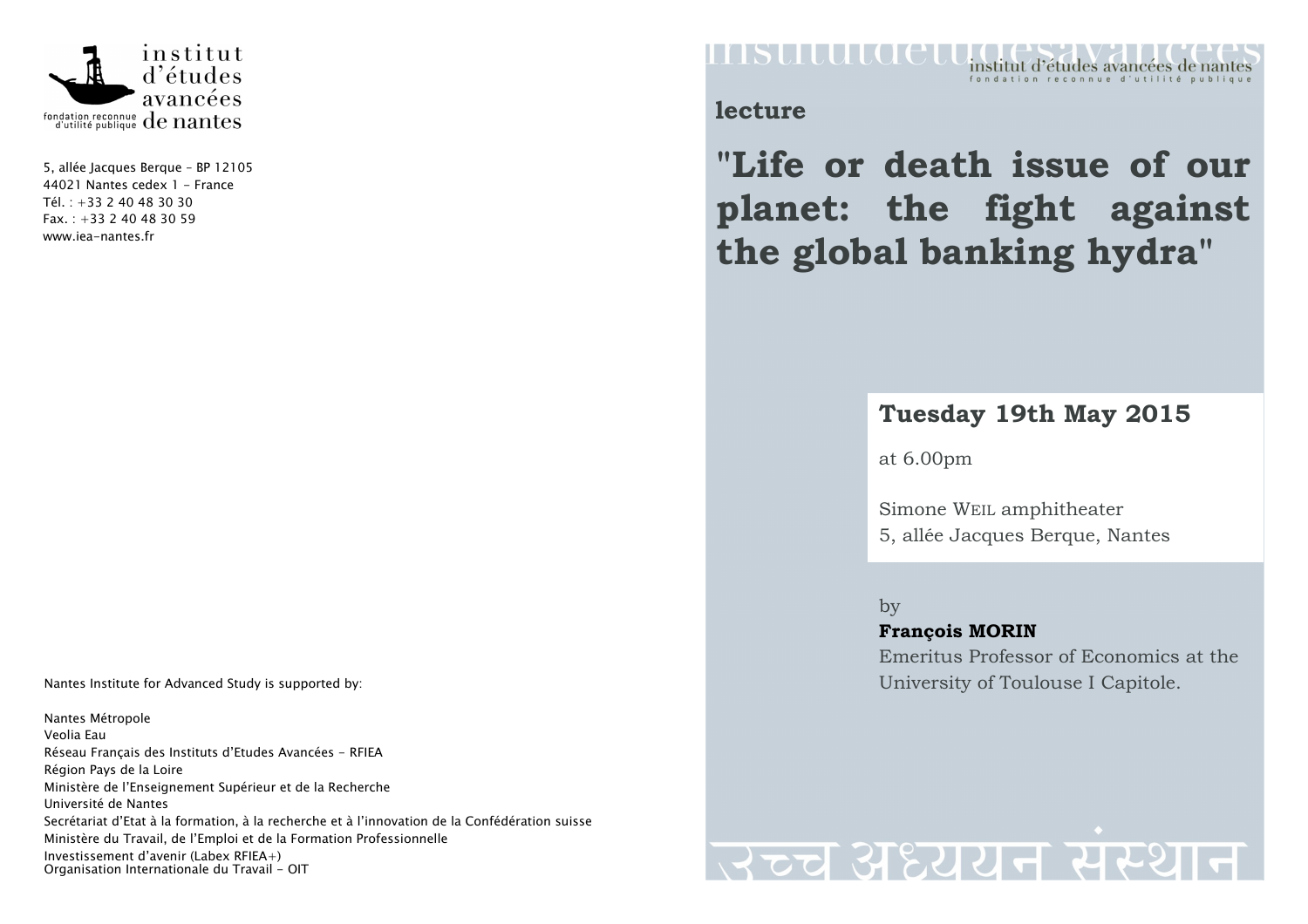institut d'études avancées de nantes

fondation reconnue d'utilité publique

5, allée Jacques Berque – BP 12105
44021 Nantes cedex 1 – France
Tél. : +33 2 40 48 30 30
Fax. : +33 2 40 48 30 59
www.iea-nantes.fr

Nantes Institute for Advanced Study is supported by:

Nantes Métropole
Veolia Eau
Réseau Français des Instituts d'Etudes Avancées – RFIEA
Région Pays de la Loire
Ministère de l'Enseignement Supérieur et de la Recherche
Université de Nantes
Secrétariat d'Etat à la formation, à la recherche et à l'innovation de la Confédération suisse
Ministère du Travail, de l'Emploi et de la Formation Professionnelle
Investissement d'avenir (Labex RFIEA+)
Organisation Internationale du Travail – OIT

institut d'études avancées de nantes
fondation reconnue d'utilité publique

**lecture**

# "Life or death issue of our planet: the fight against the global banking hydra"

## Tuesday 19th May 2015

at 6.00pm

Simone WEIL amphitheater
5, allée Jacques Berque, Nantes

by
**François MORIN**
Emeritus Professor of Economics at the University of Toulouse I Capitole.

उच्च अध्ययन संस्थान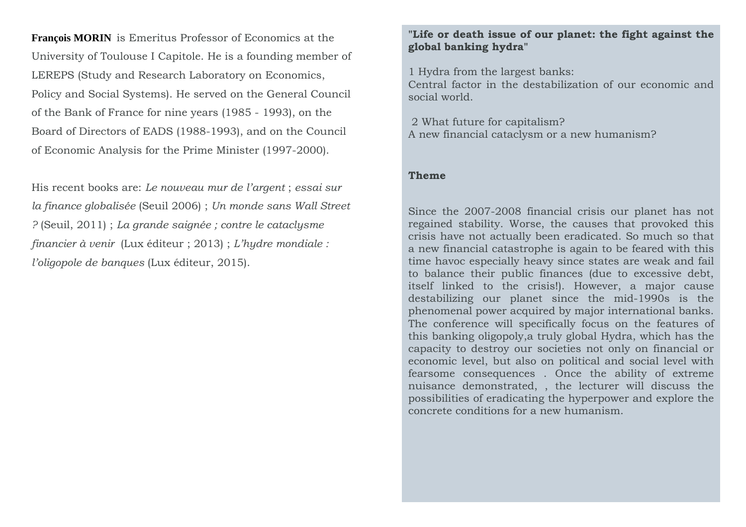**François MORIN** is Emeritus Professor of Economics at the University of Toulouse I Capitole. He is a founding member of LEREPS (Study and Research Laboratory on Economics, Policy and Social Systems). He served on the General Council of the Bank of France for nine years (1985 - 1993), on the Board of Directors of EADS (1988-1993), and on the Council of Economic Analysis for the Prime Minister (1997-2000).

His recent books are: *Le nouveau mur de l'argent* ; *essai sur la finance globalisée* (Seuil 2006) ; *Un monde sans Wall Street ?* (Seuil, 2011) ; *La grande saignée ; contre le cataclysme financier à venir* (Lux éditeur ; 2013) ; *L'hydre mondiale : l'oligopole de banques* (Lux éditeur, 2015).

**"Life or death issue of our planet: the fight against the global banking hydra"**

1 Hydra from the largest banks:
Central factor in the destabilization of our economic and social world.

2 What future for capitalism?
A new financial cataclysm or a new humanism?

**Theme**

Since the 2007-2008 financial crisis our planet has not regained stability. Worse, the causes that provoked this crisis have not actually been eradicated. So much so that a new financial catastrophe is again to be feared with this time havoc especially heavy since states are weak and fail to balance their public finances (due to excessive debt, itself linked to the crisis!). However, a major cause destabilizing our planet since the mid-1990s is the phenomenal power acquired by major international banks. The conference will specifically focus on the features of this banking oligopoly,a truly global Hydra, which has the capacity to destroy our societies not only on financial or economic level, but also on political and social level with fearsome consequences . Once the ability of extreme nuisance demonstrated, , the lecturer will discuss the possibilities of eradicating the hyperpower and explore the concrete conditions for a new humanism.